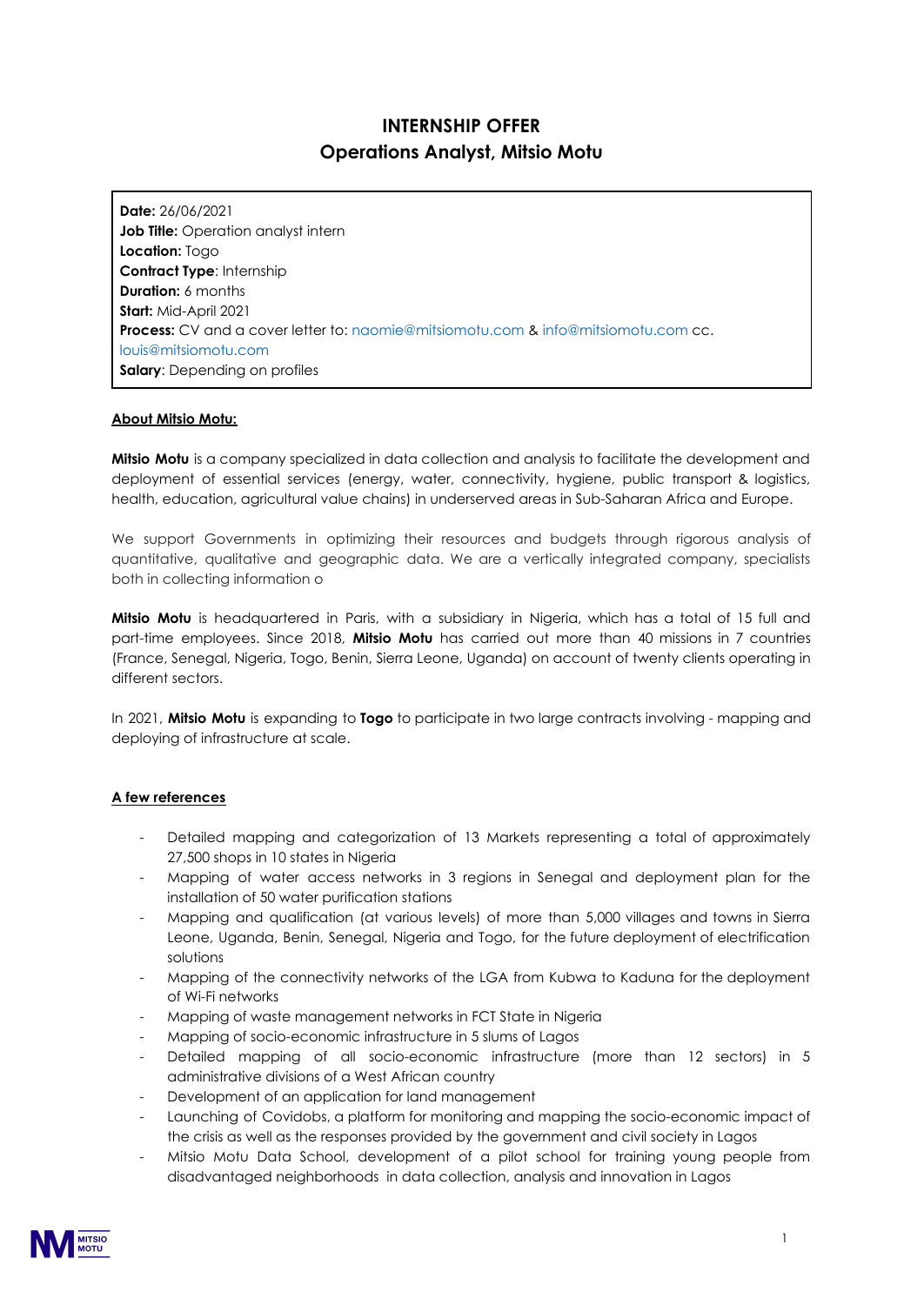# INTERNSHIP OFFER
## Operations Analyst, Mitsio Motu

**Date:** 26/06/2021
**Job Title:** Operation analyst intern
**Location:** Togo
**Contract Type**: Internship
**Duration:** 6 months
**Start:** Mid-April 2021
**Process:** CV and a cover letter to: naomie@mitsiomotu.com & info@mitsiomotu.com cc. louis@mitsiomotu.com
**Salary**: Depending on profiles

**About Mitsio Motu:**

**Mitsio Motu** is a company specialized in data collection and analysis to facilitate the development and deployment of essential services (energy, water, connectivity, hygiene, public transport & logistics, health, education, agricultural value chains) in underserved areas in Sub-Saharan Africa and Europe.

We support Governments in optimizing their resources and budgets through rigorous analysis of quantitative, qualitative and geographic data. We are a vertically integrated company, specialists both in collecting information o

**Mitsio Motu** is headquartered in Paris, with a subsidiary in Nigeria, which has a total of 15 full and part-time employees. Since 2018, **Mitsio Motu** has carried out more than 40 missions in 7 countries (France, Senegal, Nigeria, Togo, Benin, Sierra Leone, Uganda) on account of twenty clients operating in different sectors.

In 2021, **Mitsio Motu** is expanding to **Togo** to participate in two large contracts involving - mapping and deploying of infrastructure at scale.

**A few references**

- Detailed mapping and categorization of 13 Markets representing a total of approximately 27,500 shops in 10 states in Nigeria
- Mapping of water access networks in 3 regions in Senegal and deployment plan for the installation of 50 water purification stations
- Mapping and qualification (at various levels) of more than 5,000 villages and towns in Sierra Leone, Uganda, Benin, Senegal, Nigeria and Togo, for the future deployment of electrification solutions
- Mapping of the connectivity networks of the LGA from Kubwa to Kaduna for the deployment of Wi-Fi networks
- Mapping of waste management networks in FCT State in Nigeria
- Mapping of socio-economic infrastructure in 5 slums of Lagos
- Detailed mapping of all socio-economic infrastructure (more than 12 sectors) in 5 administrative divisions of a West African country
- Development of an application for land management
- Launching of Covidobs, a platform for monitoring and mapping the socio-economic impact of the crisis as well as the responses provided by the government and civil society in Lagos
- Mitsio Motu Data School, development of a pilot school for training young people from disadvantaged neighborhoods in data collection, analysis and innovation in Lagos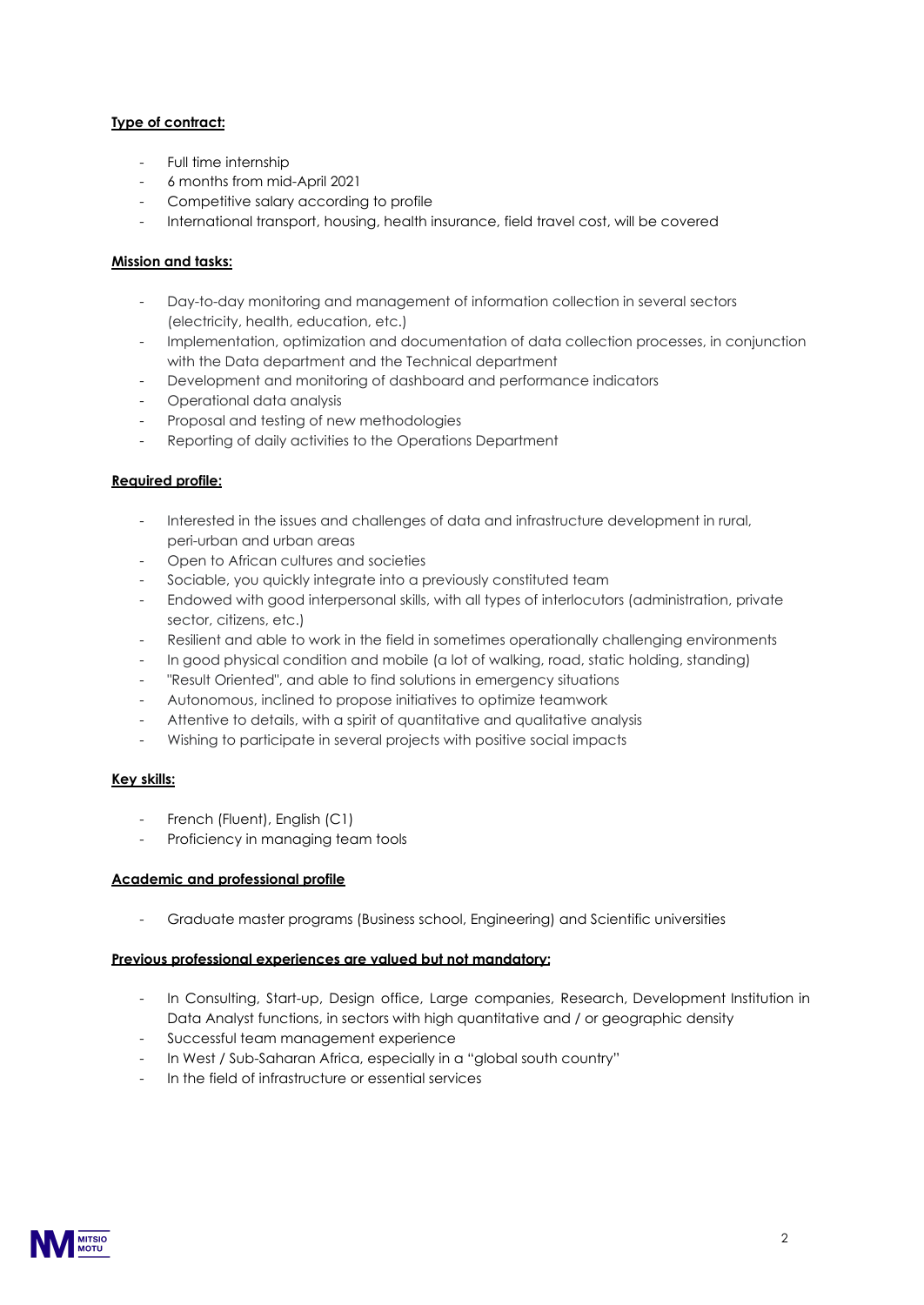**Type of contract:**

- Full time internship
- 6 months from mid-April 2021
- Competitive salary according to profile
- International transport, housing, health insurance, field travel cost, will be covered

**Mission and tasks:**

- Day-to-day monitoring and management of information collection in several sectors (electricity, health, education, etc.)
- Implementation, optimization and documentation of data collection processes, in conjunction with the Data department and the Technical department
- Development and monitoring of dashboard and performance indicators
- Operational data analysis
- Proposal and testing of new methodologies
- Reporting of daily activities to the Operations Department

**Required profile:**

- Interested in the issues and challenges of data and infrastructure development in rural, peri-urban and urban areas
- Open to African cultures and societies
- Sociable, you quickly integrate into a previously constituted team
- Endowed with good interpersonal skills, with all types of interlocutors (administration, private sector, citizens, etc.)
- Resilient and able to work in the field in sometimes operationally challenging environments
- In good physical condition and mobile (a lot of walking, road, static holding, standing)
- "Result Oriented", and able to find solutions in emergency situations
- Autonomous, inclined to propose initiatives to optimize teamwork
- Attentive to details, with a spirit of quantitative and qualitative analysis
- Wishing to participate in several projects with positive social impacts

**Key skills:**

- French (Fluent), English (C1)
- Proficiency in managing team tools

**Academic and professional profile**

- Graduate master programs (Business school, Engineering) and Scientific universities

**Previous professional experiences are valued but not mandatory:**

- In Consulting, Start-up, Design office, Large companies, Research, Development Institution in Data Analyst functions, in sectors with high quantitative and / or geographic density
- Successful team management experience
- In West / Sub-Saharan Africa, especially in a "global south country"
- In the field of infrastructure or essential services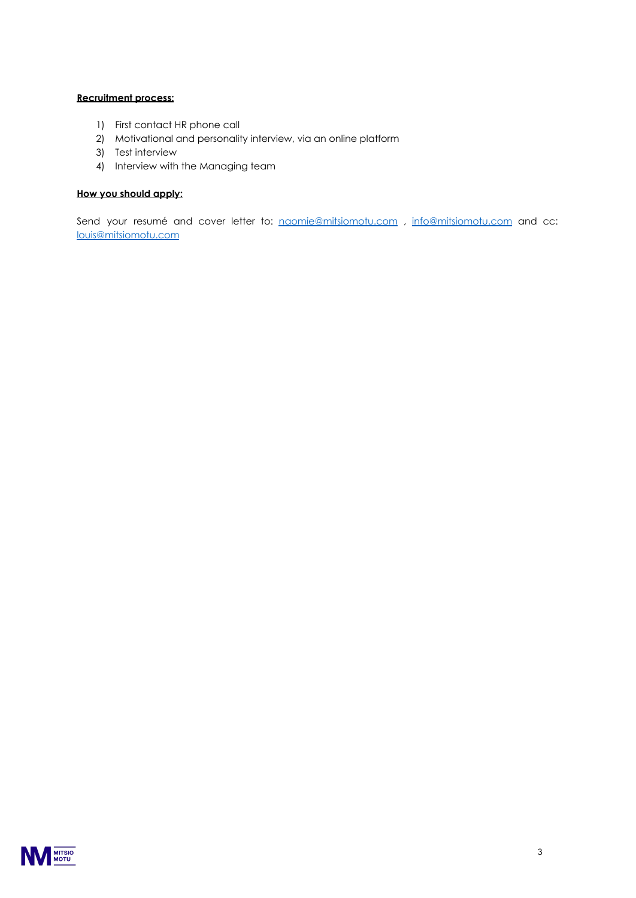**Recruitment process:**

1) First contact HR phone call
2) Motivational and personality interview, via an online platform
3) Test interview
4) Interview with the Managing team

**How you should apply:**

Send your resumé and cover letter to: naomie@mitsiomotu.com , info@mitsiomotu.com and cc: louis@mitsiomotu.com